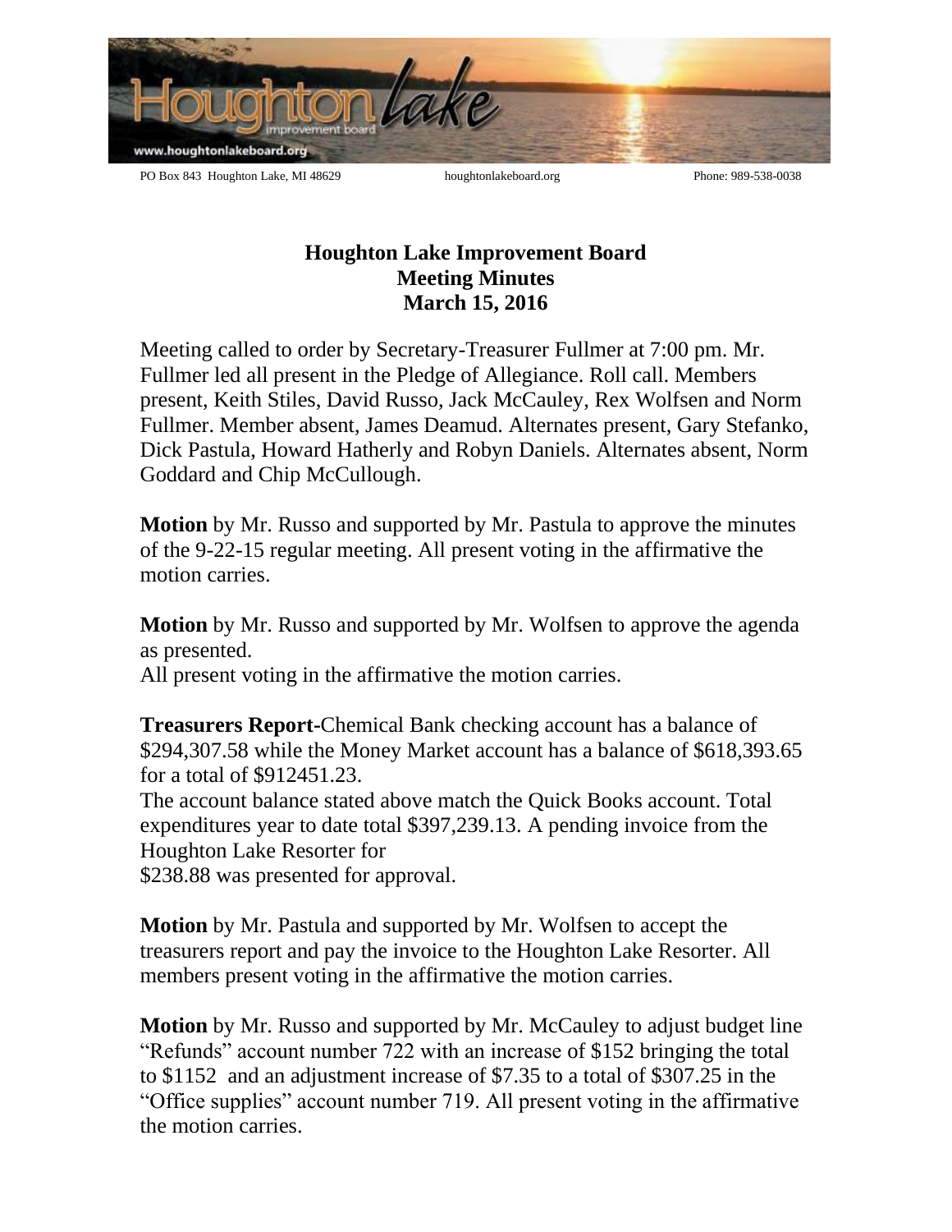PO Box 843 Houghton Lake, MI 48629 houghtonlakeboard.org Phone: 989-538-0038

# Houghton Lake Improvement Board
## Meeting Minutes
## March 15, 2016

Meeting called to order by Secretary-Treasurer Fullmer at 7:00 pm. Mr. Fullmer led all present in the Pledge of Allegiance. Roll call. Members present, Keith Stiles, David Russo, Jack McCauley, Rex Wolfsen and Norm Fullmer. Member absent, James Deamud. Alternates present, Gary Stefanko, Dick Pastula, Howard Hatherly and Robyn Daniels. Alternates absent, Norm Goddard and Chip McCullough.

**Motion** by Mr. Russo and supported by Mr. Pastula to approve the minutes of the 9-22-15 regular meeting. All present voting in the affirmative the motion carries.

**Motion** by Mr. Russo and supported by Mr. Wolfsen to approve the agenda as presented.
All present voting in the affirmative the motion carries.

**Treasurers Report-**Chemical Bank checking account has a balance of $294,307.58 while the Money Market account has a balance of $618,393.65 for a total of $912451.23.
The account balance stated above match the Quick Books account. Total expenditures year to date total $397,239.13. A pending invoice from the Houghton Lake Resorter for
$238.88 was presented for approval.

**Motion** by Mr. Pastula and supported by Mr. Wolfsen to accept the treasurers report and pay the invoice to the Houghton Lake Resorter. All members present voting in the affirmative the motion carries.

**Motion** by Mr. Russo and supported by Mr. McCauley to adjust budget line "Refunds" account number 722 with an increase of $152 bringing the total to $1152 and an adjustment increase of $7.35 to a total of $307.25 in the "Office supplies" account number 719. All present voting in the affirmative the motion carries.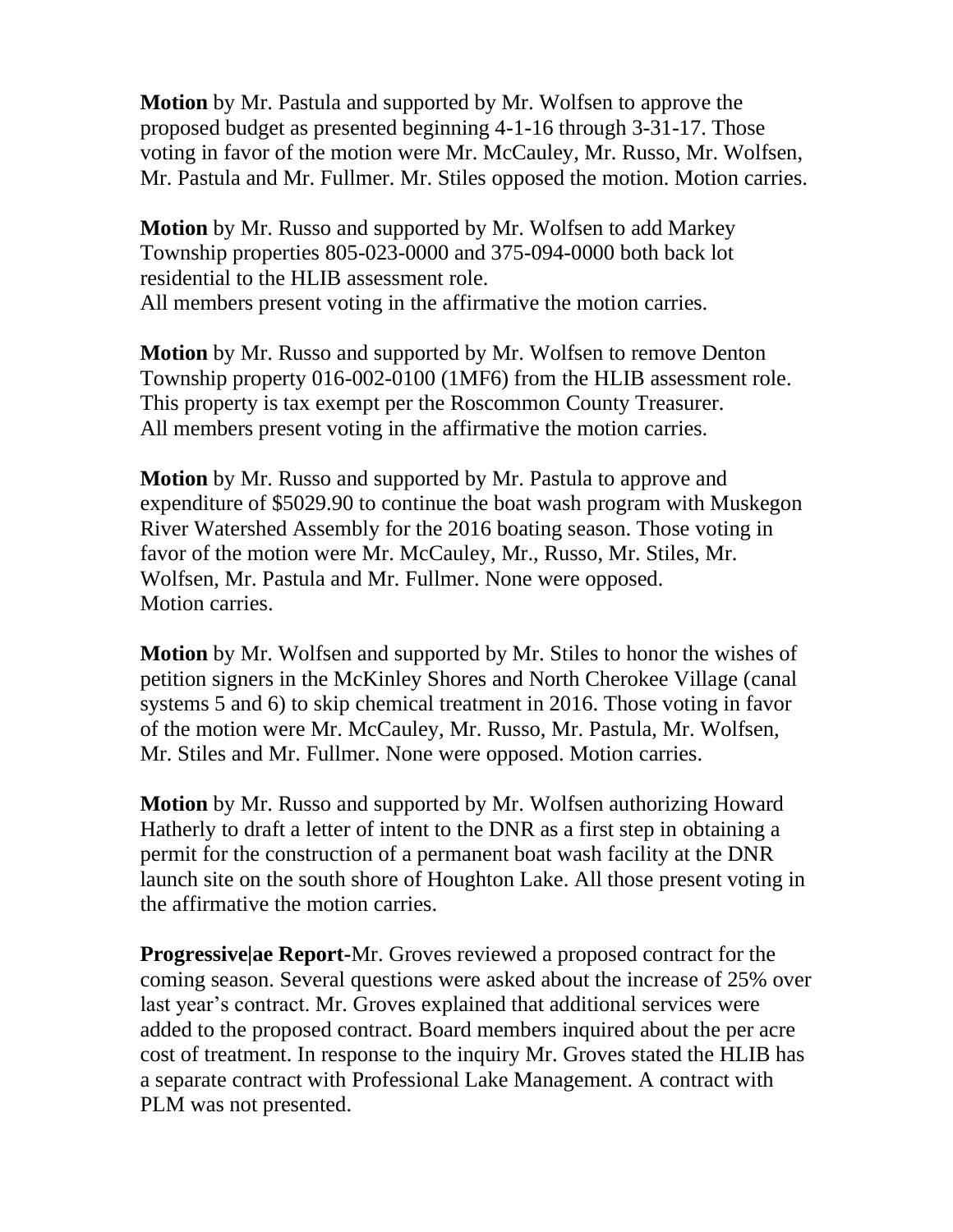**Motion** by Mr. Pastula and supported by Mr. Wolfsen to approve the proposed budget as presented beginning 4-1-16 through 3-31-17. Those voting in favor of the motion were Mr. McCauley, Mr. Russo, Mr. Wolfsen, Mr. Pastula and Mr. Fullmer. Mr. Stiles opposed the motion. Motion carries.

**Motion** by Mr. Russo and supported by Mr. Wolfsen to add Markey Township properties 805-023-0000 and 375-094-0000 both back lot residential to the HLIB assessment role.
All members present voting in the affirmative the motion carries.

**Motion** by Mr. Russo and supported by Mr. Wolfsen to remove Denton Township property 016-002-0100 (1MF6) from the HLIB assessment role. This property is tax exempt per the Roscommon County Treasurer.
All members present voting in the affirmative the motion carries.

**Motion** by Mr. Russo and supported by Mr. Pastula to approve and expenditure of $5029.90 to continue the boat wash program with Muskegon River Watershed Assembly for the 2016 boating season. Those voting in favor of the motion were Mr. McCauley, Mr., Russo, Mr. Stiles, Mr. Wolfsen, Mr. Pastula and Mr. Fullmer. None were opposed.
Motion carries.

**Motion** by Mr. Wolfsen and supported by Mr. Stiles to honor the wishes of petition signers in the McKinley Shores and North Cherokee Village (canal systems 5 and 6) to skip chemical treatment in 2016. Those voting in favor of the motion were Mr. McCauley, Mr. Russo, Mr. Pastula, Mr. Wolfsen, Mr. Stiles and Mr. Fullmer. None were opposed. Motion carries.

**Motion** by Mr. Russo and supported by Mr. Wolfsen authorizing Howard Hatherly to draft a letter of intent to the DNR as a first step in obtaining a permit for the construction of a permanent boat wash facility at the DNR launch site on the south shore of Houghton Lake. All those present voting in the affirmative the motion carries.

**Progressive|ae Report**-Mr. Groves reviewed a proposed contract for the coming season. Several questions were asked about the increase of 25% over last year's contract. Mr. Groves explained that additional services were added to the proposed contract. Board members inquired about the per acre cost of treatment. In response to the inquiry Mr. Groves stated the HLIB has a separate contract with Professional Lake Management. A contract with PLM was not presented.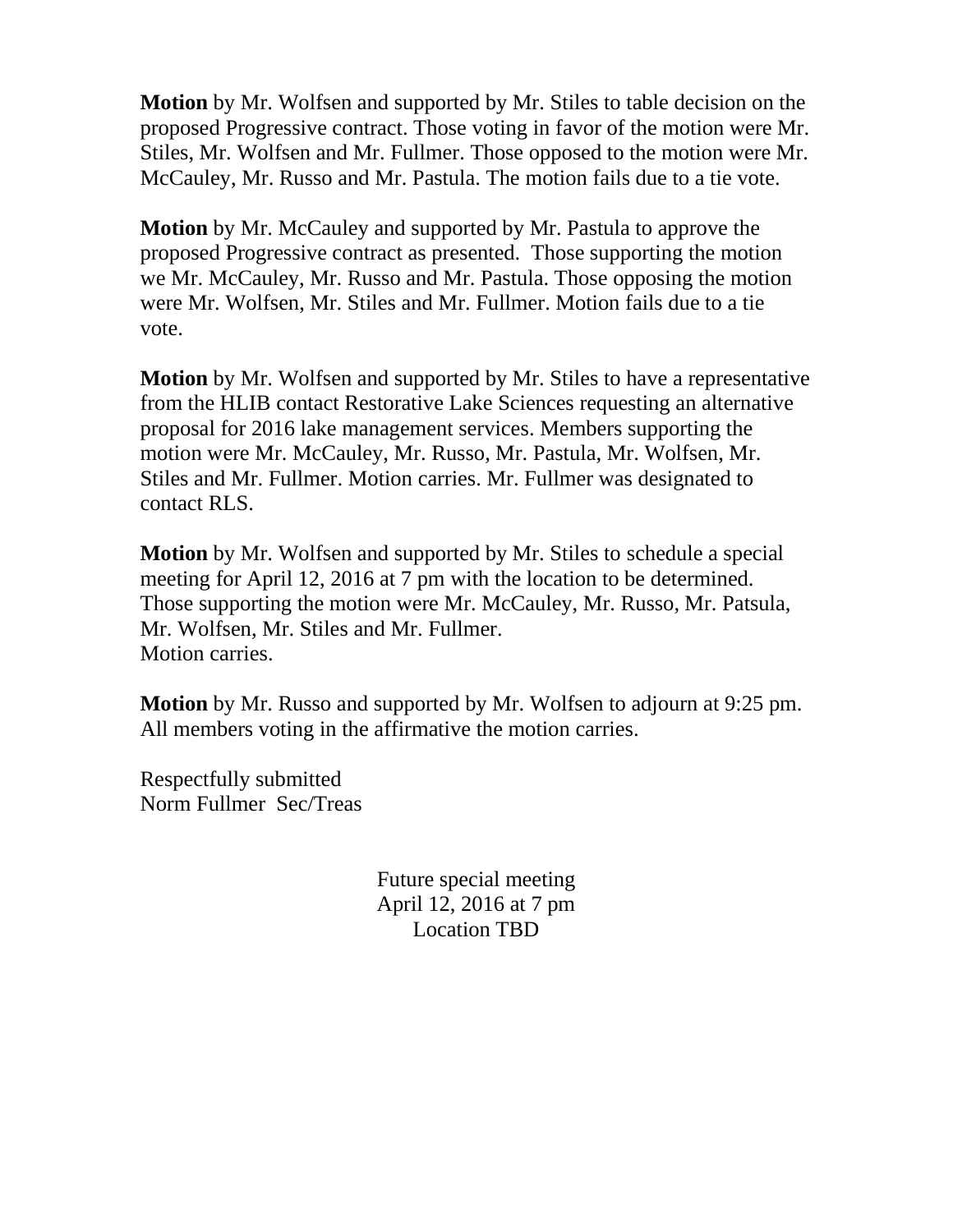**Motion** by Mr. Wolfsen and supported by Mr. Stiles to table decision on the proposed Progressive contract. Those voting in favor of the motion were Mr. Stiles, Mr. Wolfsen and Mr. Fullmer. Those opposed to the motion were Mr. McCauley, Mr. Russo and Mr. Pastula. The motion fails due to a tie vote.

**Motion** by Mr. McCauley and supported by Mr. Pastula to approve the proposed Progressive contract as presented. Those supporting the motion we Mr. McCauley, Mr. Russo and Mr. Pastula. Those opposing the motion were Mr. Wolfsen, Mr. Stiles and Mr. Fullmer. Motion fails due to a tie vote.

**Motion** by Mr. Wolfsen and supported by Mr. Stiles to have a representative from the HLIB contact Restorative Lake Sciences requesting an alternative proposal for 2016 lake management services. Members supporting the motion were Mr. McCauley, Mr. Russo, Mr. Pastula, Mr. Wolfsen, Mr. Stiles and Mr. Fullmer. Motion carries. Mr. Fullmer was designated to contact RLS.

**Motion** by Mr. Wolfsen and supported by Mr. Stiles to schedule a special meeting for April 12, 2016 at 7 pm with the location to be determined. Those supporting the motion were Mr. McCauley, Mr. Russo, Mr. Patsula, Mr. Wolfsen, Mr. Stiles and Mr. Fullmer.
Motion carries.

**Motion** by Mr. Russo and supported by Mr. Wolfsen to adjourn at 9:25 pm. All members voting in the affirmative the motion carries.

Respectfully submitted
Norm Fullmer Sec/Treas

Future special meeting
April 12, 2016 at 7 pm
Location TBD